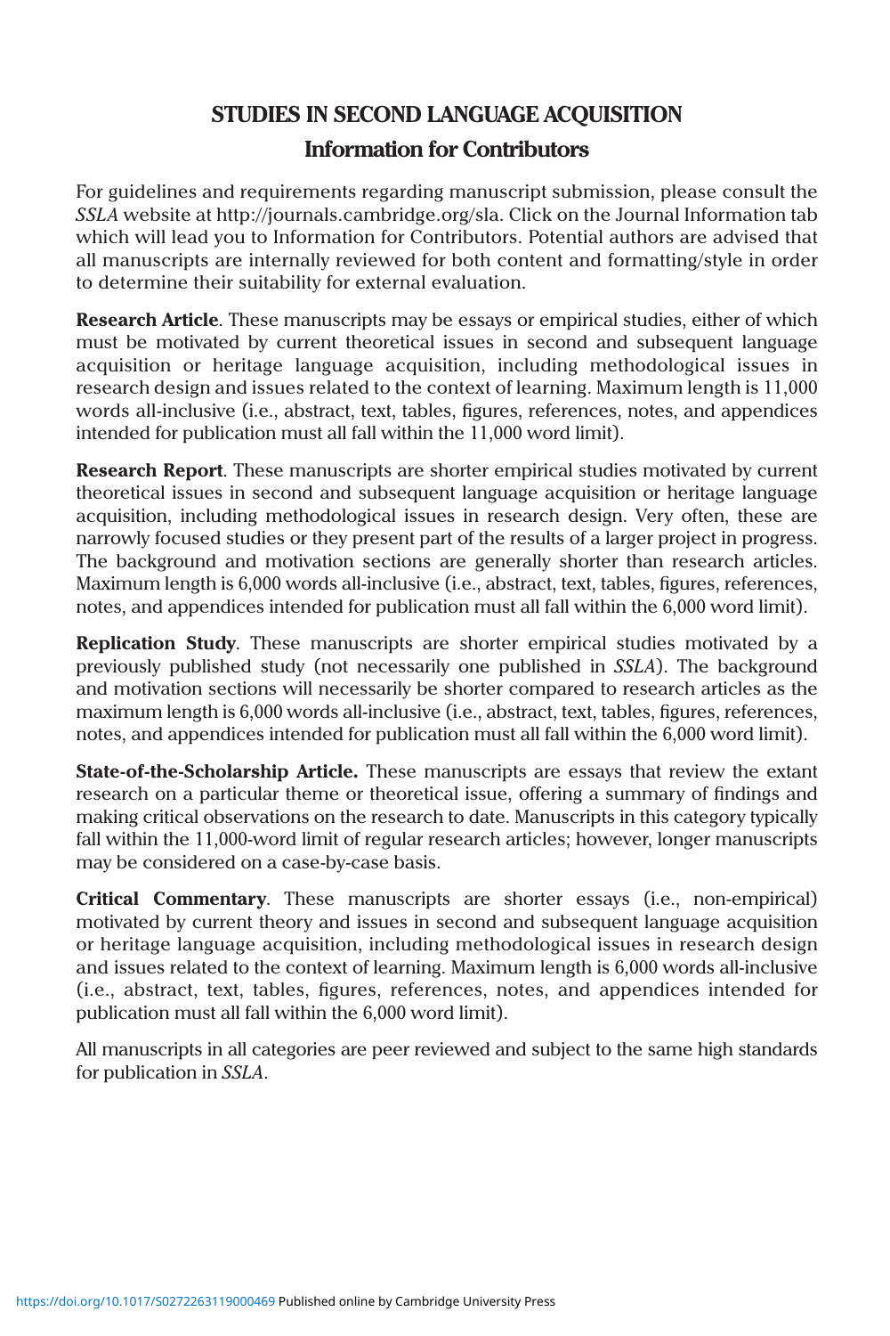# STUDIES IN SECOND LANGUAGE ACQUISITION

## Information for Contributors

For guidelines and requirements regarding manuscript submission, please consult the *SSLA* website at http://journals.cambridge.org/sla. Click on the Journal Information tab which will lead you to Information for Contributors. Potential authors are advised that all manuscripts are internally reviewed for both content and formatting/style in order to determine their suitability for external evaluation.

**Research Article**. These manuscripts may be essays or empirical studies, either of which must be motivated by current theoretical issues in second and subsequent language acquisition or heritage language acquisition, including methodological issues in research design and issues related to the context of learning. Maximum length is 11,000 words all-inclusive (i.e., abstract, text, tables, figures, references, notes, and appendices intended for publication must all fall within the 11,000 word limit).

**Research Report**. These manuscripts are shorter empirical studies motivated by current theoretical issues in second and subsequent language acquisition or heritage language acquisition, including methodological issues in research design. Very often, these are narrowly focused studies or they present part of the results of a larger project in progress. The background and motivation sections are generally shorter than research articles. Maximum length is 6,000 words all-inclusive (i.e., abstract, text, tables, figures, references, notes, and appendices intended for publication must all fall within the 6,000 word limit).

**Replication Study**. These manuscripts are shorter empirical studies motivated by a previously published study (not necessarily one published in *SSLA*). The background and motivation sections will necessarily be shorter compared to research articles as the maximum length is 6,000 words all-inclusive (i.e., abstract, text, tables, figures, references, notes, and appendices intended for publication must all fall within the 6,000 word limit).

**State-of-the-Scholarship Article.** These manuscripts are essays that review the extant research on a particular theme or theoretical issue, offering a summary of findings and making critical observations on the research to date. Manuscripts in this category typically fall within the 11,000-word limit of regular research articles; however, longer manuscripts may be considered on a case-by-case basis.

**Critical Commentary**. These manuscripts are shorter essays (i.e., non-empirical) motivated by current theory and issues in second and subsequent language acquisition or heritage language acquisition, including methodological issues in research design and issues related to the context of learning. Maximum length is 6,000 words all-inclusive (i.e., abstract, text, tables, figures, references, notes, and appendices intended for publication must all fall within the 6,000 word limit).

All manuscripts in all categories are peer reviewed and subject to the same high standards for publication in *SSLA*.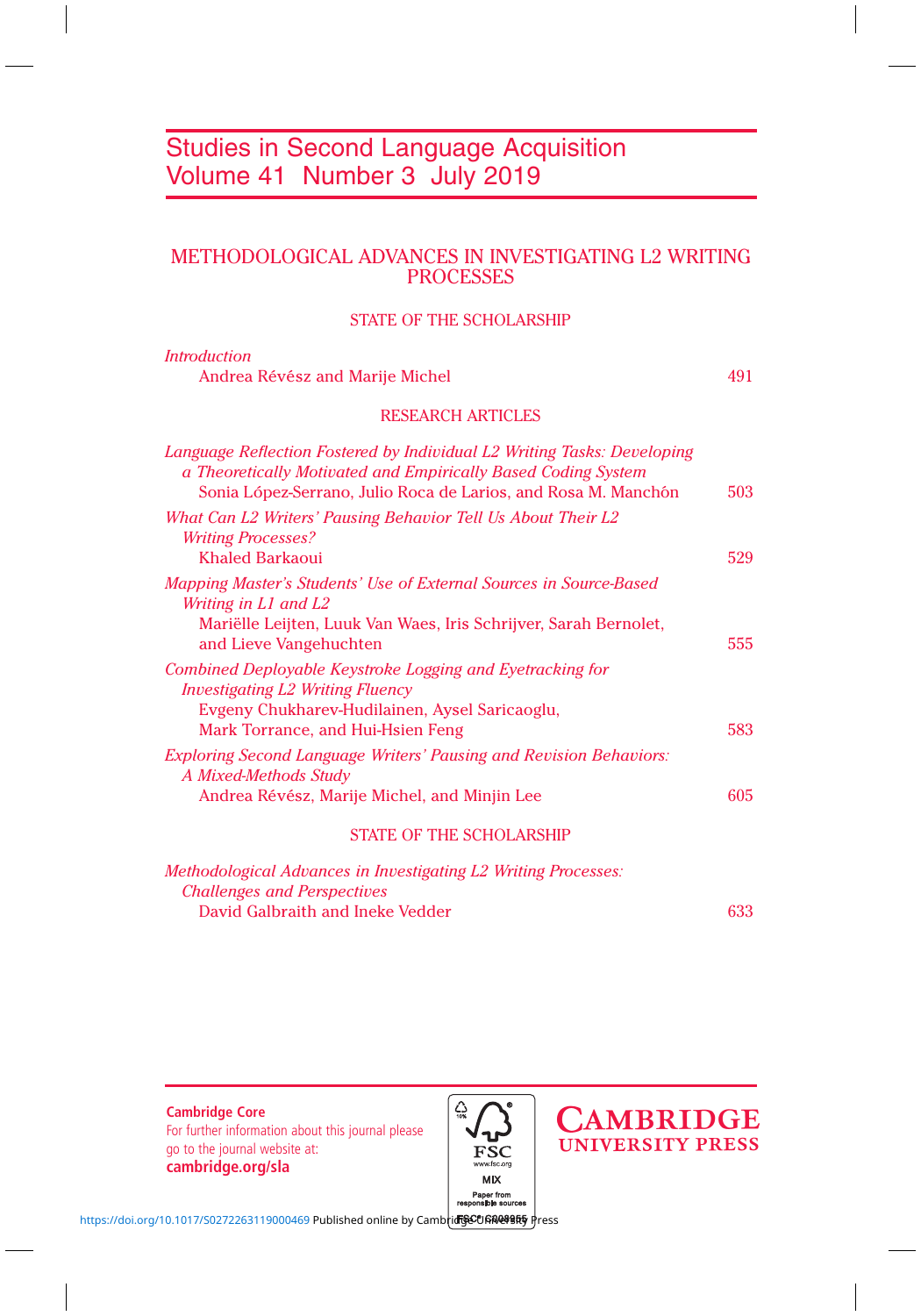# Studies in Second Language Acquisition
## Volume 41 Number 3 July 2019

## METHODOLOGICAL ADVANCES IN INVESTIGATING L2 WRITING PROCESSES

### STATE OF THE SCHOLARSHIP

*Introduction*
Andrea Révész and Marije Michel — 491

### RESEARCH ARTICLES

*Language Reflection Fostered by Individual L2 Writing Tasks: Developing a Theoretically Motivated and Empirically Based Coding System*
Sonia López-Serrano, Julio Roca de Larios, and Rosa M. Manchón — 503

*What Can L2 Writers' Pausing Behavior Tell Us About Their L2 Writing Processes?*
Khaled Barkaoui — 529

*Mapping Master's Students' Use of External Sources in Source-Based Writing in L1 and L2*
Mariëlle Leijten, Luuk Van Waes, Iris Schrijver, Sarah Bernolet, and Lieve Vangehuchten — 555

*Combined Deployable Keystroke Logging and Eyetracking for Investigating L2 Writing Fluency*
Evgeny Chukharev-Hudilainen, Aysel Saricaoglu, Mark Torrance, and Hui-Hsien Feng — 583

*Exploring Second Language Writers' Pausing and Revision Behaviors: A Mixed-Methods Study*
Andrea Révész, Marije Michel, and Minjin Lee — 605

### STATE OF THE SCHOLARSHIP

*Methodological Advances in Investigating L2 Writing Processes: Challenges and Perspectives*
David Galbraith and Ineke Vedder — 633

**Cambridge Core**
For further information about this journal please go to the journal website at:
**cambridge.org/sla**

FSC www.fsc.org MIX Paper from responsible sources FSC® C008955

CAMBRIDGE UNIVERSITY PRESS

https://doi.org/10.1017/S0272263119000469 Published online by Cambridge University Press